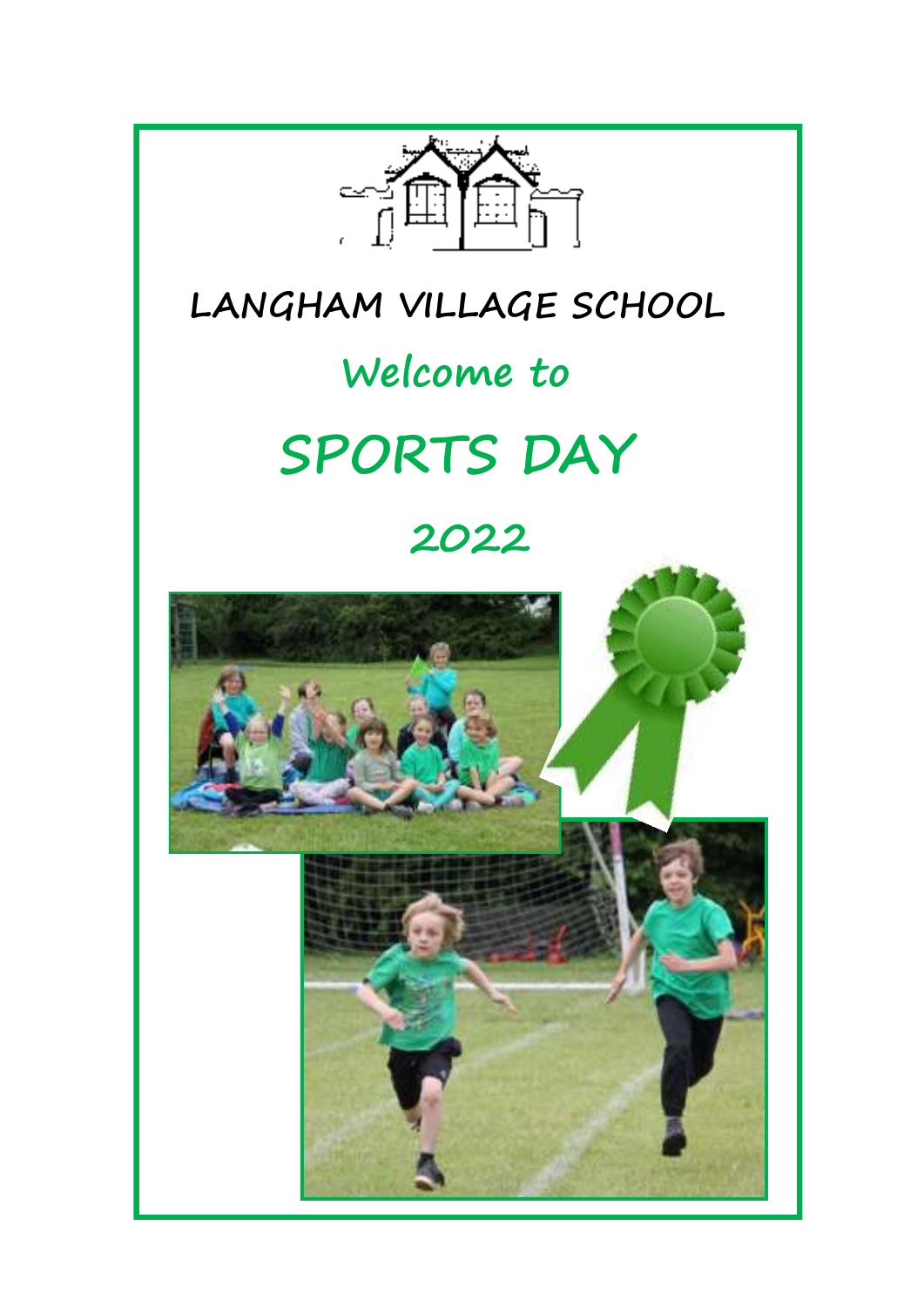# LANGHAM VILLAGE SCHOOL

## Welcome to

# SPORTS DAY

## 2022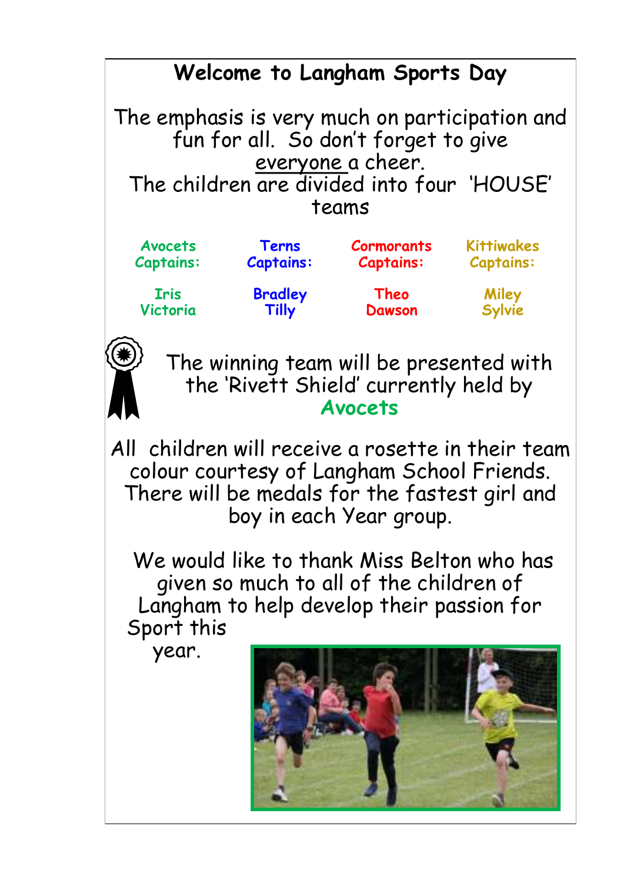# Welcome to Langham Sports Day

The emphasis is very much on participation and fun for all. So don't forget to give <u>everyone</u> a cheer.

The children are divided into four 'HOUSE' teams

| Avocets Captains: | Terns Captains: | Cormorants Captains: | Kittiwakes Captains: |
|---|---|---|---|
| Iris Victoria | Bradley Tilly | Theo Dawson | Miley Sylvie |

The winning team will be presented with the 'Rivett Shield' currently held by **Avocets**

All children will receive a rosette in their team colour courtesy of Langham School Friends. There will be medals for the fastest girl and boy in each Year group.

We would like to thank Miss Belton who has given so much to all of the children of Langham to help develop their passion for Sport this year.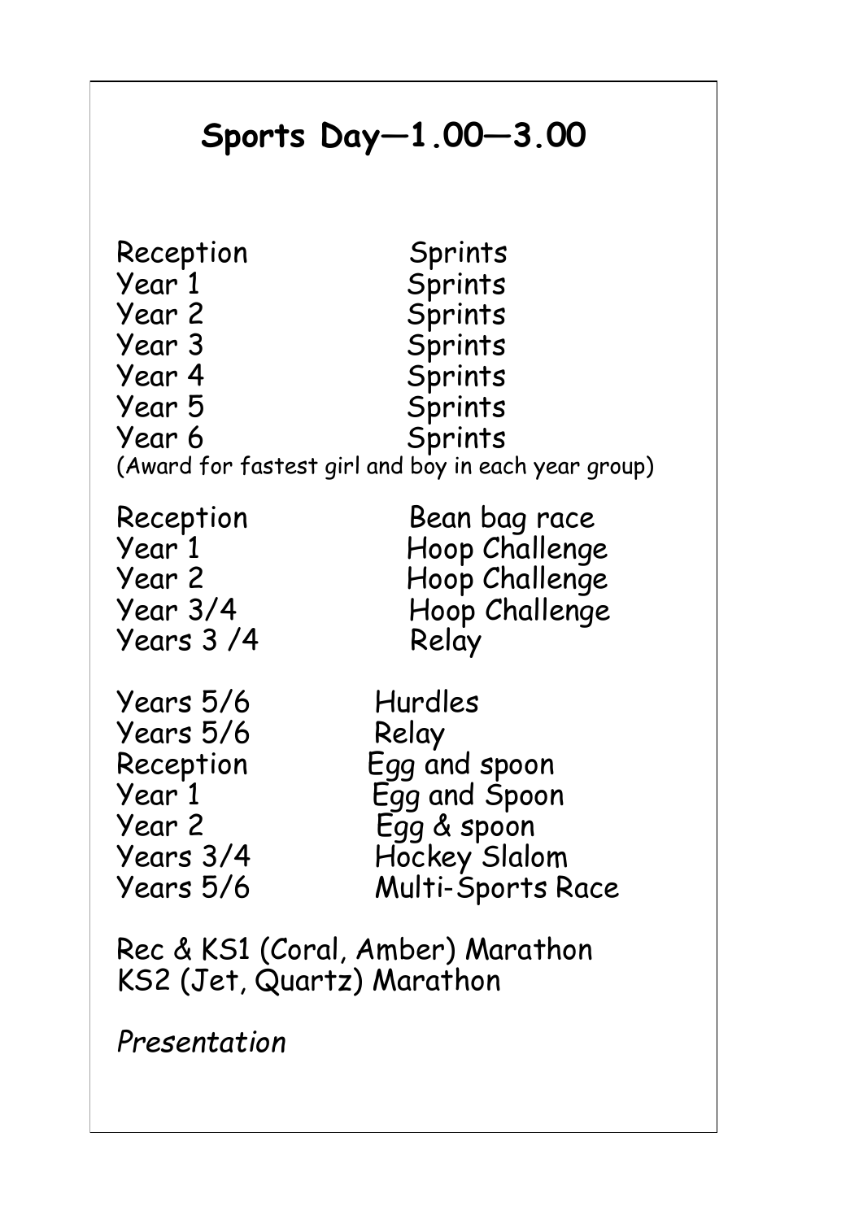## Sports Day—1.00—3.00

| | |
|---|---|
| Reception | Sprints |
| Year 1 | Sprints |
| Year 2 | Sprints |
| Year 3 | Sprints |
| Year 4 | Sprints |
| Year 5 | Sprints |
| Year 6 | Sprints |

(Award for fastest girl and boy in each year group)

| | |
|---|---|
| Reception | Bean bag race |
| Year 1 | Hoop Challenge |
| Year 2 | Hoop Challenge |
| Year 3/4 | Hoop Challenge |
| Years 3 /4 | Relay |

| | |
|---|---|
| Years 5/6 | Hurdles |
| Years 5/6 | Relay |
| Reception | Egg and spoon |
| Year 1 | Egg and Spoon |
| Year 2 | Egg & spoon |
| Years 3/4 | Hockey Slalom |
| Years 5/6 | Multi-Sports Race |

Rec & KS1 (Coral, Amber) Marathon
KS2 (Jet, Quartz) Marathon

*Presentation*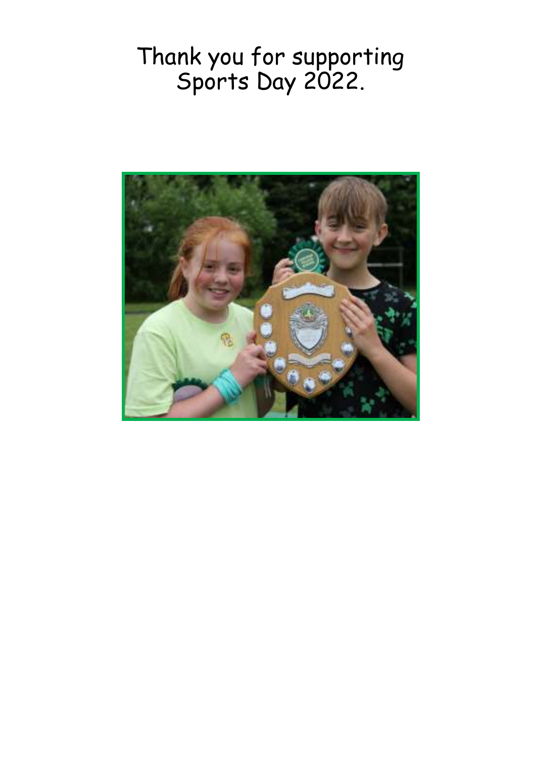Thank you for supporting Sports Day 2022.